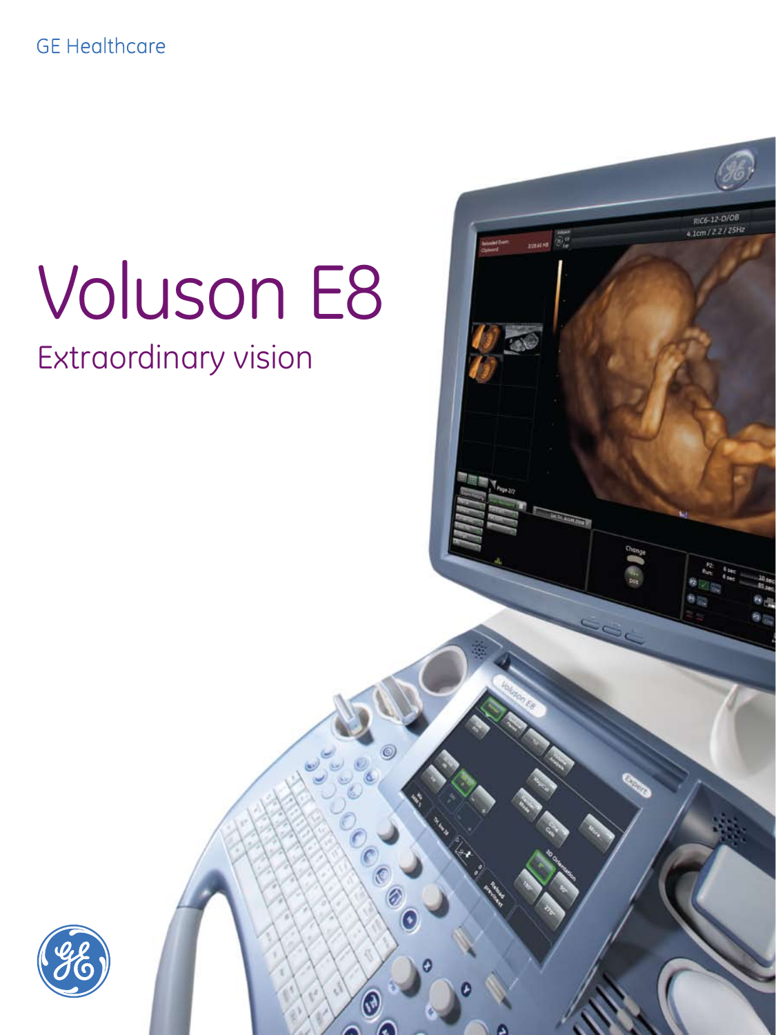GE Healthcare

# Voluson E8

## Extraordinary vision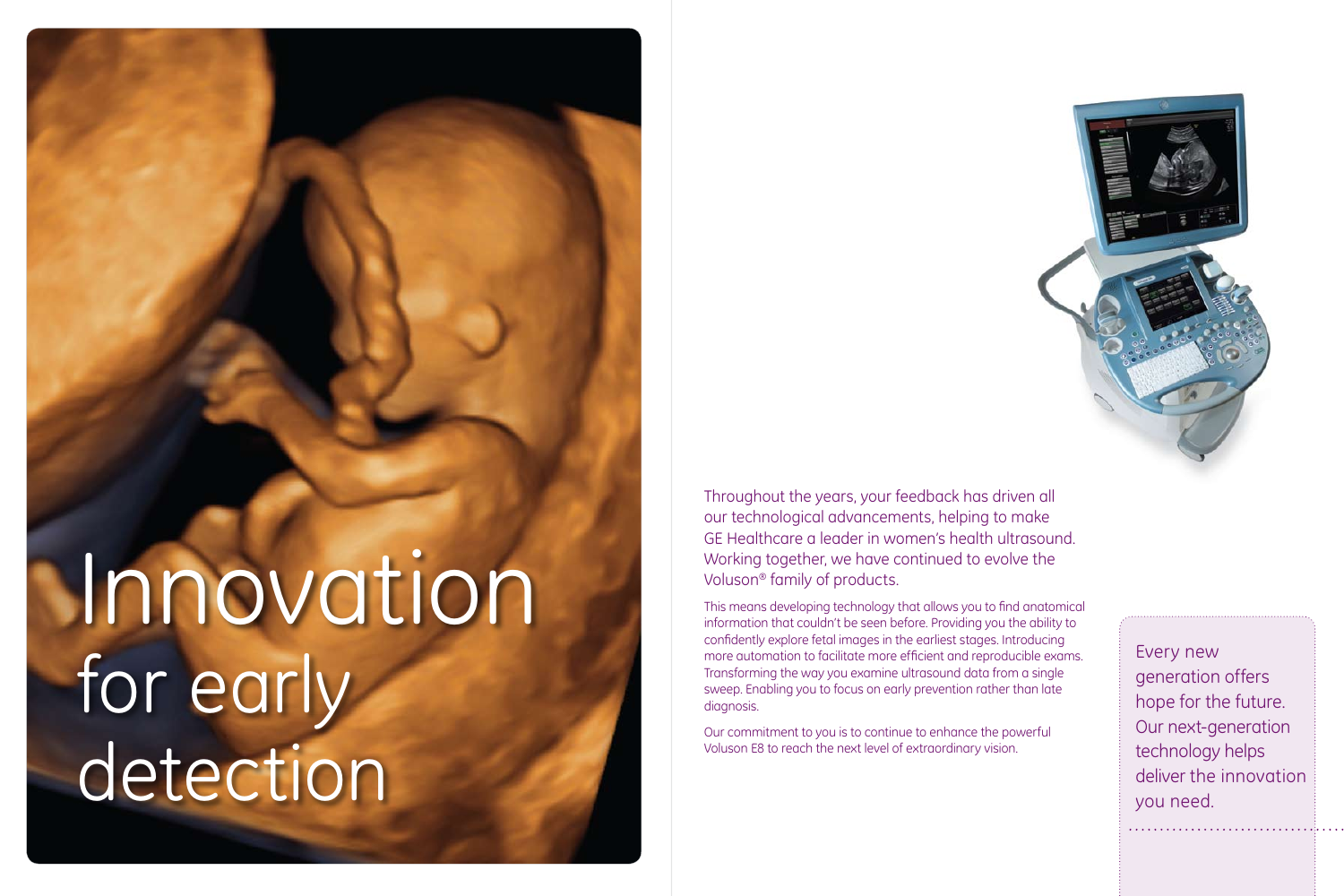# Innovation for early detection

Throughout the years, your feedback has driven all our technological advancements, helping to make GE Healthcare a leader in women's health ultrasound. Working together, we have continued to evolve the Voluson® family of products.

This means developing technology that allows you to find anatomical information that couldn't be seen before. Providing you the ability to confidently explore fetal images in the earliest stages. Introducing more automation to facilitate more efficient and reproducible exams. Transforming the way you examine ultrasound data from a single sweep. Enabling you to focus on early prevention rather than late diagnosis.

Our commitment to you is to continue to enhance the powerful Voluson E8 to reach the next level of extraordinary vision.

Every new generation offers hope for the future. Our next-generation technology helps deliver the innovation you need.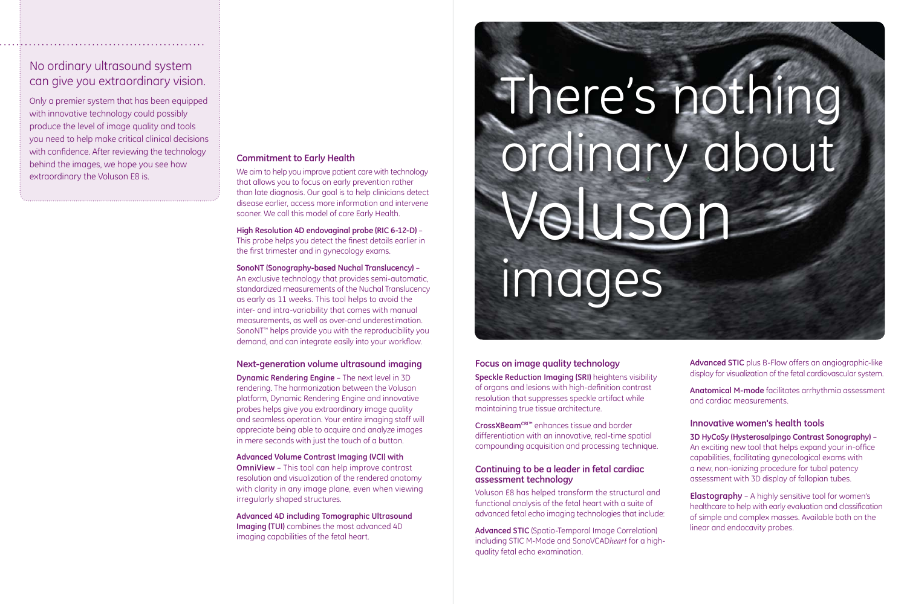## No ordinary ultrasound system can give you extraordinary vision.

Only a premier system that has been equipped with innovative technology could possibly produce the level of image quality and tools you need to help make critical clinical decisions with confidence. After reviewing the technology behind the images, we hope you see how extraordinary the Voluson E8 is.

### Commitment to Early Health

We aim to help you improve patient care with technology that allows you to focus on early prevention rather than late diagnosis. Our goal is to help clinicians detect disease earlier, access more information and intervene sooner. We call this model of care Early Health.

**High Resolution 4D endovaginal probe (RIC 6-12-D)** – This probe helps you detect the finest details earlier in the first trimester and in gynecology exams.

**SonoNT (Sonography-based Nuchal Translucency)** – An exclusive technology that provides semi-automatic, standardized measurements of the Nuchal Translucency as early as 11 weeks. This tool helps to avoid the inter- and intra-variability that comes with manual measurements, as well as over-and underestimation. SonoNT™ helps provide you with the reproducibility you demand, and can integrate easily into your workflow.

### Next-generation volume ultrasound imaging

**Dynamic Rendering Engine** – The next level in 3D rendering. The harmonization between the Voluson platform, Dynamic Rendering Engine and innovative probes helps give you extraordinary image quality and seamless operation. Your entire imaging staff will appreciate being able to acquire and analyze images in mere seconds with just the touch of a button.

**Advanced Volume Contrast Imaging (VCI) with OmniView** – This tool can help improve contrast resolution and visualization of the rendered anatomy with clarity in any image plane, even when viewing irregularly shaped structures.

**Advanced 4D including Tomographic Ultrasound Imaging (TUI)** combines the most advanced 4D imaging capabilities of the fetal heart.

# There's nothing ordinary about Voluson images

### Focus on image quality technology

**Speckle Reduction Imaging (SRI)** heightens visibility of organs and lesions with high-definition contrast resolution that suppresses speckle artifact while maintaining true tissue architecture.

**CrossXBeam[CRI™]** enhances tissue and border differentiation with an innovative, real-time spatial compounding acquisition and processing technique.

### Continuing to be a leader in fetal cardiac assessment technology

Voluson E8 has helped transform the structural and functional analysis of the fetal heart with a suite of advanced fetal echo imaging technologies that include:

**Advanced STIC** (Spatio-Temporal Image Correlation) including STIC M-Mode and SonoVCAD*heart* for a high-quality fetal echo examination.

**Advanced STIC** plus B-Flow offers an angiographic-like display for visualization of the fetal cardiovascular system.

**Anatomical M-mode** facilitates arrhythmia assessment and cardiac measurements.

### Innovative women's health tools

**3D HyCoSy (Hysterosalpingo Contrast Sonography)** – An exciting new tool that helps expand your in-office capabilities, facilitating gynecological exams with a new, non-ionizing procedure for tubal patency assessment with 3D display of fallopian tubes.

**Elastography** – A highly sensitive tool for women's healthcare to help with early evaluation and classification of simple and complex masses. Available both on the linear and endocavity probes.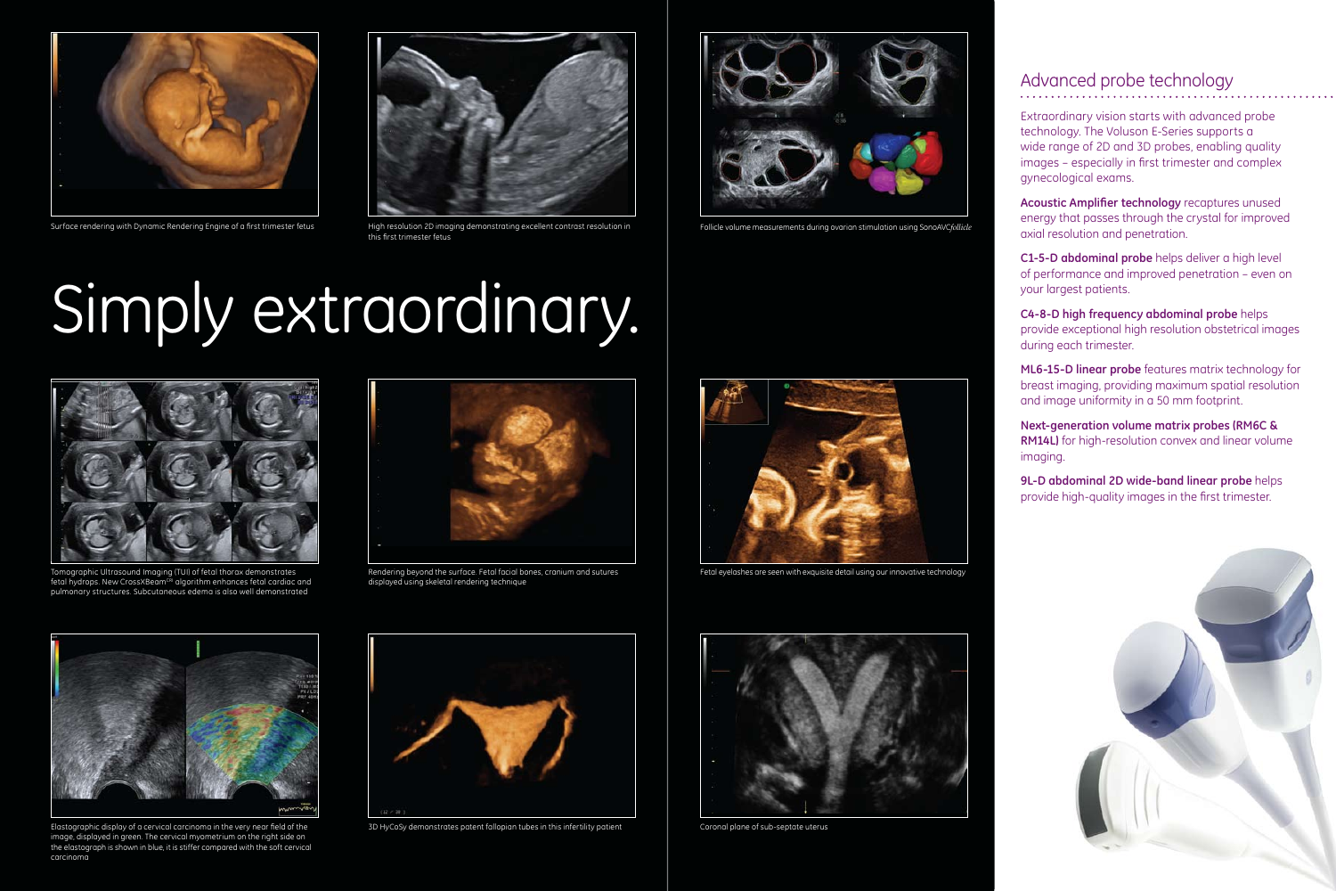Surface rendering with Dynamic Rendering Engine of a first trimester fetus

High resolution 2D imaging demonstrating excellent contrast resolution in this first trimester fetus

Follicle volume measurements during ovarian stimulation using SonoAVC*follicle*

# Simply extraordinary.

Tomographic Ultrasound Imaging (TUI) of fetal thorax demonstrates fetal hydrops. New CrossXBeam[CRI] algorithm enhances fetal cardiac and pulmonary structures. Subcutaneous edema is also well demonstrated

Rendering beyond the surface. Fetal facial bones, cranium and sutures displayed using skeletal rendering technique

Fetal eyelashes are seen with exquisite detail using our innovative technology

Elastographic display of a cervical carcinoma in the very near field of the image, displayed in green. The cervical myometrium on the right side on the elastograph is shown in blue, it is stiffer compared with the soft cervical carcinoma

3D HyCoSy demonstrates patent fallopian tubes in this infertility patient

Coronal plane of sub-septate uterus

## Advanced probe technology

Extraordinary vision starts with advanced probe technology. The Voluson E-Series supports a wide range of 2D and 3D probes, enabling quality images – especially in first trimester and complex gynecological exams.

**Acoustic Amplifier technology** recaptures unused energy that passes through the crystal for improved axial resolution and penetration.

**C1-5-D abdominal probe** helps deliver a high level of performance and improved penetration – even on your largest patients.

**C4-8-D high frequency abdominal probe** helps provide exceptional high resolution obstetrical images during each trimester.

**ML6-15-D linear probe** features matrix technology for breast imaging, providing maximum spatial resolution and image uniformity in a 50 mm footprint.

**Next-generation volume matrix probes (RM6C & RM14L)** for high-resolution convex and linear volume imaging.

**9L-D abdominal 2D wide-band linear probe** helps provide high-quality images in the first trimester.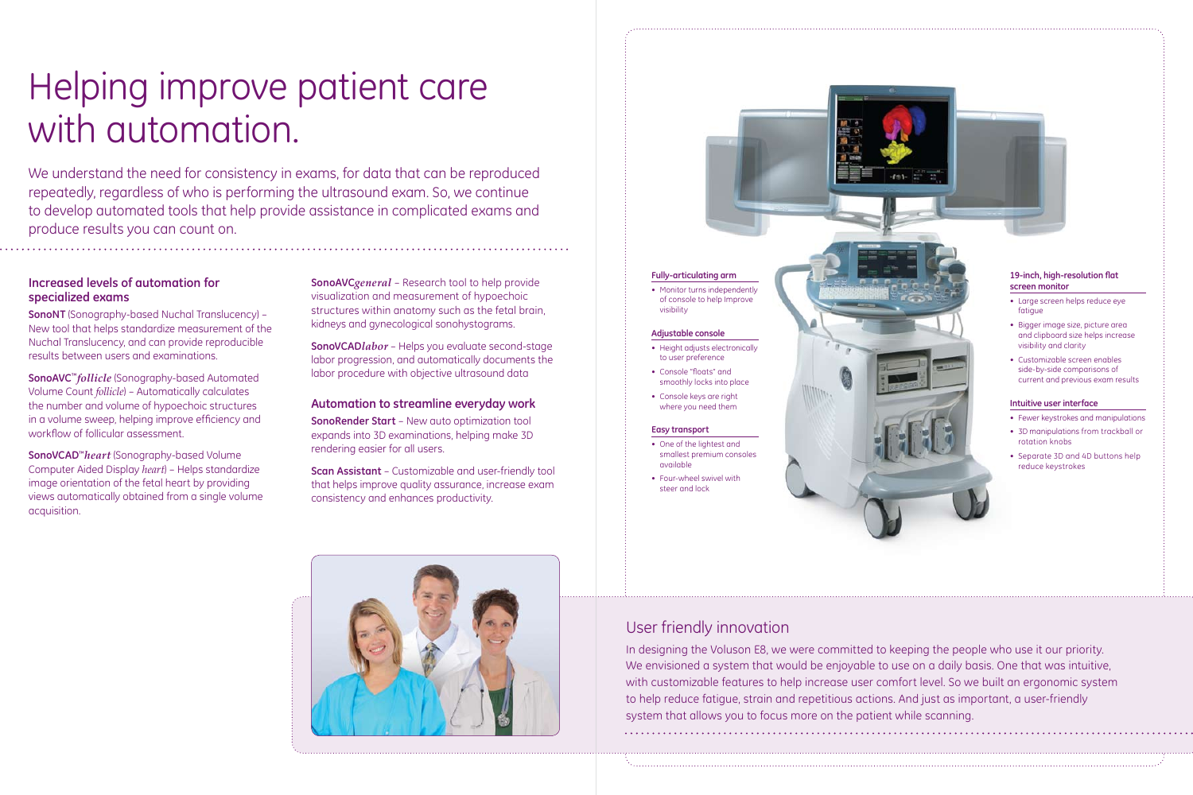# Helping improve patient care with automation.

We understand the need for consistency in exams, for data that can be reproduced repeatedly, regardless of who is performing the ultrasound exam. So, we continue to develop automated tools that help provide assistance in complicated exams and produce results you can count on.

## Increased levels of automation for specialized exams

**SonoNT** (Sonography-based Nuchal Translucency) – New tool that helps standardize measurement of the Nuchal Translucency, and can provide reproducible results between users and examinations.

**SonoAVC™*follicle*** (Sonography-based Automated Volume Count *follicle*) – Automatically calculates the number and volume of hypoechoic structures in a volume sweep, helping improve efficiency and workflow of follicular assessment.

**SonoVCAD™*heart*** (Sonography-based Volume Computer Aided Display *heart*) – Helps standardize image orientation of the fetal heart by providing views automatically obtained from a single volume acquisition.

**SonoAVC*general*** – Research tool to help provide visualization and measurement of hypoechoic structures within anatomy such as the fetal brain, kidneys and gynecological sonohystograms.

**SonoVCAD*labor*** – Helps you evaluate second-stage labor progression, and automatically documents the labor procedure with objective ultrasound data

## Automation to streamline everyday work

**SonoRender Start** – New auto optimization tool expands into 3D examinations, helping make 3D rendering easier for all users.

**Scan Assistant** – Customizable and user-friendly tool that helps improve quality assurance, increase exam consistency and enhances productivity.

### Fully-articulating arm

- Monitor turns independently of console to help Improve visibility

### Adjustable console

- Height adjusts electronically to user preference
- Console "floats" and smoothly locks into place
- Console keys are right where you need them

### Easy transport

- One of the lightest and smallest premium consoles available
- Four-wheel swivel with steer and lock

### 19-inch, high-resolution flat screen monitor

- Large screen helps reduce eye fatigue
- Bigger image size, picture area and clipboard size helps increase visibility and clarity
- Customizable screen enables side-by-side comparisons of current and previous exam results

### Intuitive user interface

- Fewer keystrokes and manipulations
- 3D manipulations from trackball or rotation knobs
- Separate 3D and 4D buttons help reduce keystrokes

## User friendly innovation

In designing the Voluson E8, we were committed to keeping the people who use it our priority. We envisioned a system that would be enjoyable to use on a daily basis. One that was intuitive, with customizable features to help increase user comfort level. So we built an ergonomic system to help reduce fatigue, strain and repetitious actions. And just as important, a user-friendly system that allows you to focus more on the patient while scanning.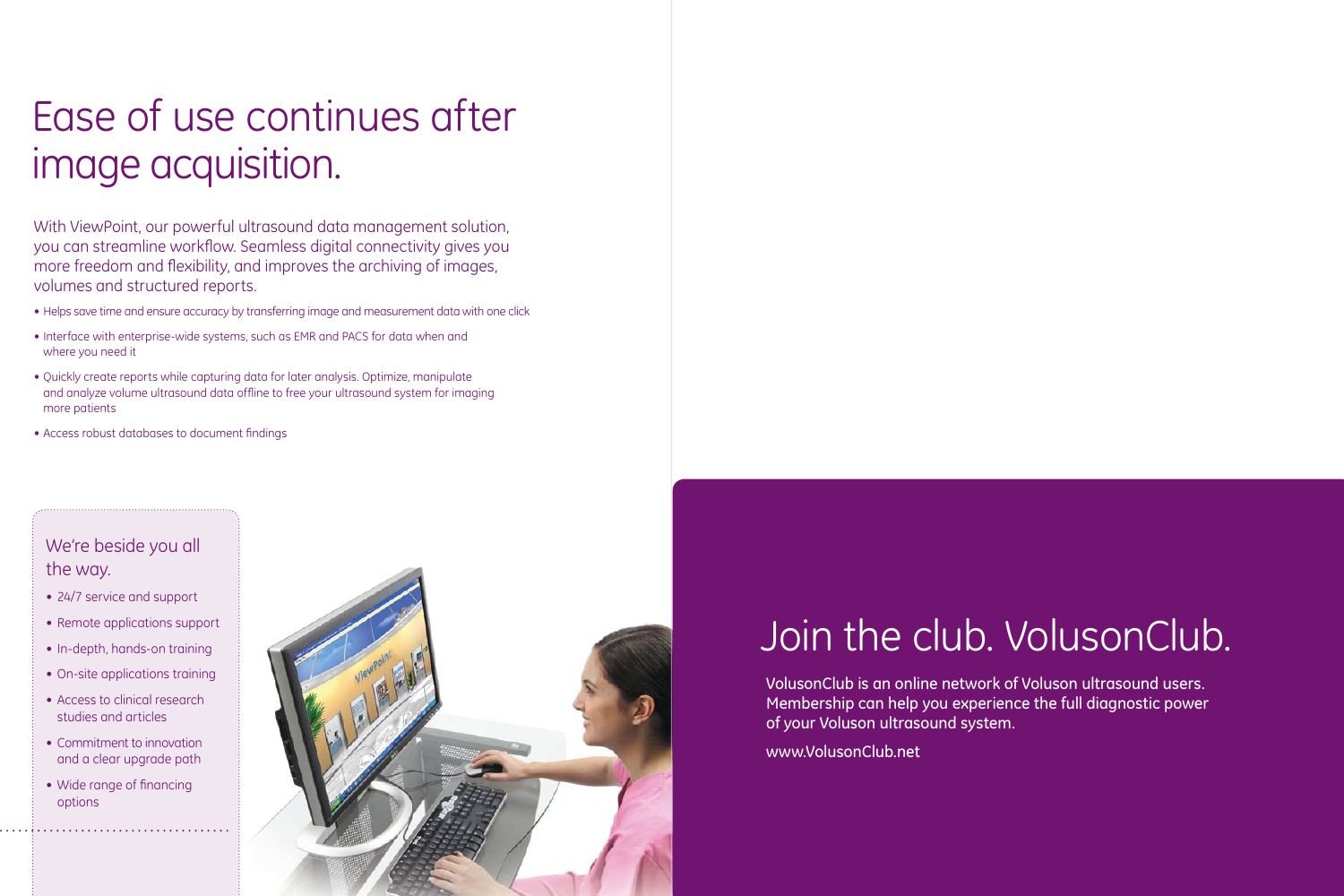# Ease of use continues after image acquisition.

With ViewPoint, our powerful ultrasound data management solution, you can streamline workflow. Seamless digital connectivity gives you more freedom and flexibility, and improves the archiving of images, volumes and structured reports.

- Helps save time and ensure accuracy by transferring image and measurement data with one click
- Interface with enterprise-wide systems, such as EMR and PACS for data when and where you need it
- Quickly create reports while capturing data for later analysis. Optimize, manipulate and analyze volume ultrasound data offline to free your ultrasound system for imaging more patients
- Access robust databases to document findings

## We're beside you all the way.

- 24/7 service and support
- Remote applications support
- In-depth, hands-on training
- On-site applications training
- Access to clinical research studies and articles
- Commitment to innovation and a clear upgrade path
- Wide range of financing options

# Join the club. VolusonClub.

VolusonClub is an online network of Voluson ultrasound users. Membership can help you experience the full diagnostic power of your Voluson ultrasound system.

www.VolusonClub.net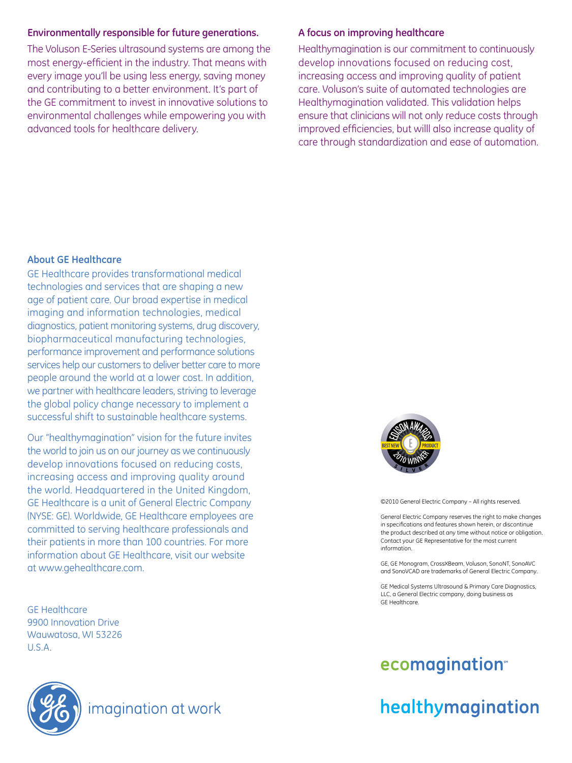**Environmentally responsible for future generations.**

The Voluson E-Series ultrasound systems are among the most energy-efficient in the industry. That means with every image you'll be using less energy, saving money and contributing to a better environment. It's part of the GE commitment to invest in innovative solutions to environmental challenges while empowering you with advanced tools for healthcare delivery.

**A focus on improving healthcare**

Healthymagination is our commitment to continuously develop innovations focused on reducing cost, increasing access and improving quality of patient care. Voluson's suite of automated technologies are Healthymagination validated. This validation helps ensure that clinicians will not only reduce costs through improved efficiencies, but willl also increase quality of care through standardization and ease of automation.

**About GE Healthcare**

GE Healthcare provides transformational medical technologies and services that are shaping a new age of patient care. Our broad expertise in medical imaging and information technologies, medical diagnostics, patient monitoring systems, drug discovery, biopharmaceutical manufacturing technologies, performance improvement and performance solutions services help our customers to deliver better care to more people around the world at a lower cost. In addition, we partner with healthcare leaders, striving to leverage the global policy change necessary to implement a successful shift to sustainable healthcare systems.

Our "healthymagination" vision for the future invites the world to join us on our journey as we continuously develop innovations focused on reducing costs, increasing access and improving quality around the world. Headquartered in the United Kingdom, GE Healthcare is a unit of General Electric Company (NYSE: GE). Worldwide, GE Healthcare employees are committed to serving healthcare professionals and their patients in more than 100 countries. For more information about GE Healthcare, visit our website at www.gehealthcare.com.

GE Healthcare
9900 Innovation Drive
Wauwatosa, WI 53226
U.S.A.

imagination at work

EDISON AWARDS
BEST NEW PRODUCT
2010 WINNER
SILVER

©2010 General Electric Company – All rights reserved.

General Electric Company reserves the right to make changes in specifications and features shown herein, or discontinue the product described at any time without notice or obligation. Contact your GE Representative for the most current information.

GE, GE Monogram, CrossXBeam, Voluson, SonoNT, SonoAVC and SonoVCAD are trademarks of General Electric Company.

GE Medical Systems Ultrasound & Primary Care Diagnostics, LLC, a General Electric company, doing business as GE Healthcare.

ecomagination℠

healthymagination